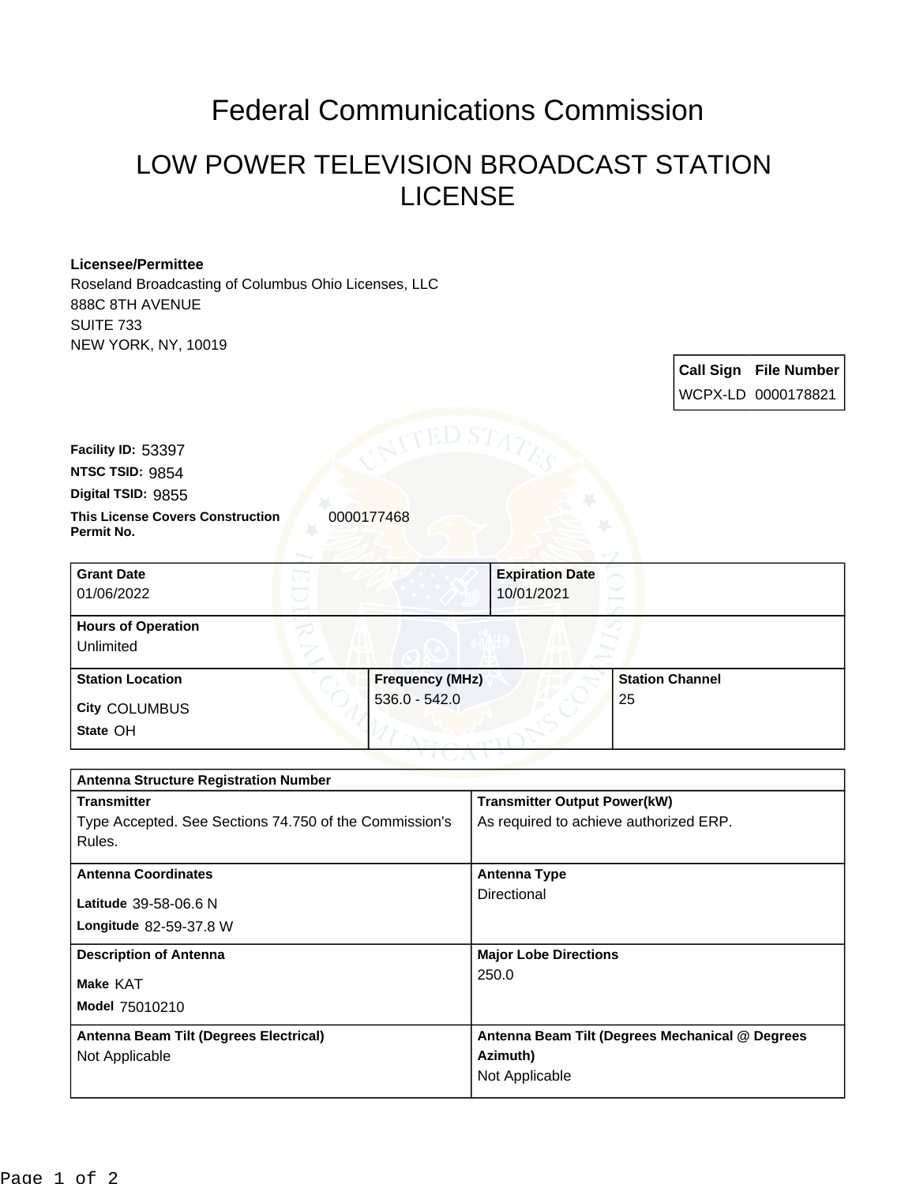# Federal Communications Commission

## LOW POWER TELEVISION BROADCAST STATION LICENSE

**Licensee/Permittee**
Roseland Broadcasting of Columbus Ohio Licenses, LLC
888C 8TH AVENUE
SUITE 733
NEW YORK, NY, 10019

| Call Sign | File Number |
| --- | --- |
| WCPX-LD | 0000178821 |

**Facility ID:** 53397
**NTSC TSID:** 9854
**Digital TSID:** 9855
**This License Covers Construction Permit No.** 0000177468

| **Grant Date** | **Expiration Date** |
| --- | --- |
| 01/06/2022 | 10/01/2021 |

**Hours of Operation**
Unlimited

| **Station Location** | **Frequency (MHz)** | **Station Channel** |
| --- | --- | --- |
| City COLUMBUS<br>State OH | 536.0 - 542.0 | 25 |

**Antenna Structure Registration Number**

| | |
| --- | --- |
| **Transmitter**<br>Type Accepted. See Sections 74.750 of the Commission's Rules. | **Transmitter Output Power(kW)**<br>As required to achieve authorized ERP. |
| **Antenna Coordinates**<br>Latitude 39-58-06.6 N<br>Longitude 82-59-37.8 W | **Antenna Type**<br>Directional |
| **Description of Antenna**<br>Make KAT<br>Model 75010210 | **Major Lobe Directions**<br>250.0 |
| **Antenna Beam Tilt (Degrees Electrical)**<br>Not Applicable | **Antenna Beam Tilt (Degrees Mechanical @ Degrees Azimuth)**<br>Not Applicable |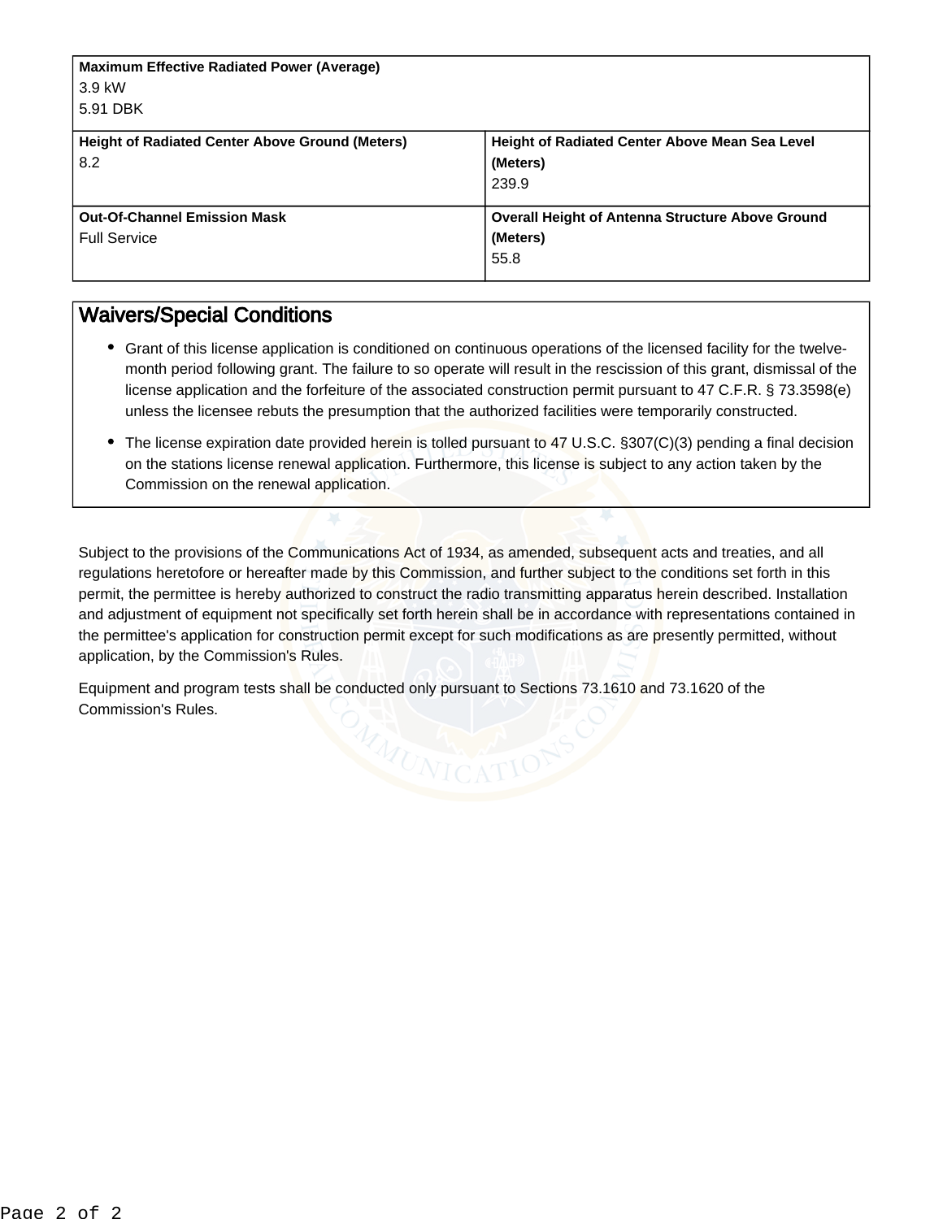| | |
|---|---|
| **Maximum Effective Radiated Power (Average)**<br>3.9 kW<br>5.91 DBK | |
| **Height of Radiated Center Above Ground (Meters)**<br>8.2 | **Height of Radiated Center Above Mean Sea Level (Meters)**<br>239.9 |
| **Out-Of-Channel Emission Mask**<br>Full Service | **Overall Height of Antenna Structure Above Ground (Meters)**<br>55.8 |

## Waivers/Special Conditions

- Grant of this license application is conditioned on continuous operations of the licensed facility for the twelve-month period following grant. The failure to so operate will result in the rescission of this grant, dismissal of the license application and the forfeiture of the associated construction permit pursuant to 47 C.F.R. § 73.3598(e) unless the licensee rebuts the presumption that the authorized facilities were temporarily constructed.
- The license expiration date provided herein is tolled pursuant to 47 U.S.C. §307(C)(3) pending a final decision on the stations license renewal application. Furthermore, this license is subject to any action taken by the Commission on the renewal application.

Subject to the provisions of the Communications Act of 1934, as amended, subsequent acts and treaties, and all regulations heretofore or hereafter made by this Commission, and further subject to the conditions set forth in this permit, the permittee is hereby authorized to construct the radio transmitting apparatus herein described. Installation and adjustment of equipment not specifically set forth herein shall be in accordance with representations contained in the permittee's application for construction permit except for such modifications as are presently permitted, without application, by the Commission's Rules.

Equipment and program tests shall be conducted only pursuant to Sections 73.1610 and 73.1620 of the Commission's Rules.